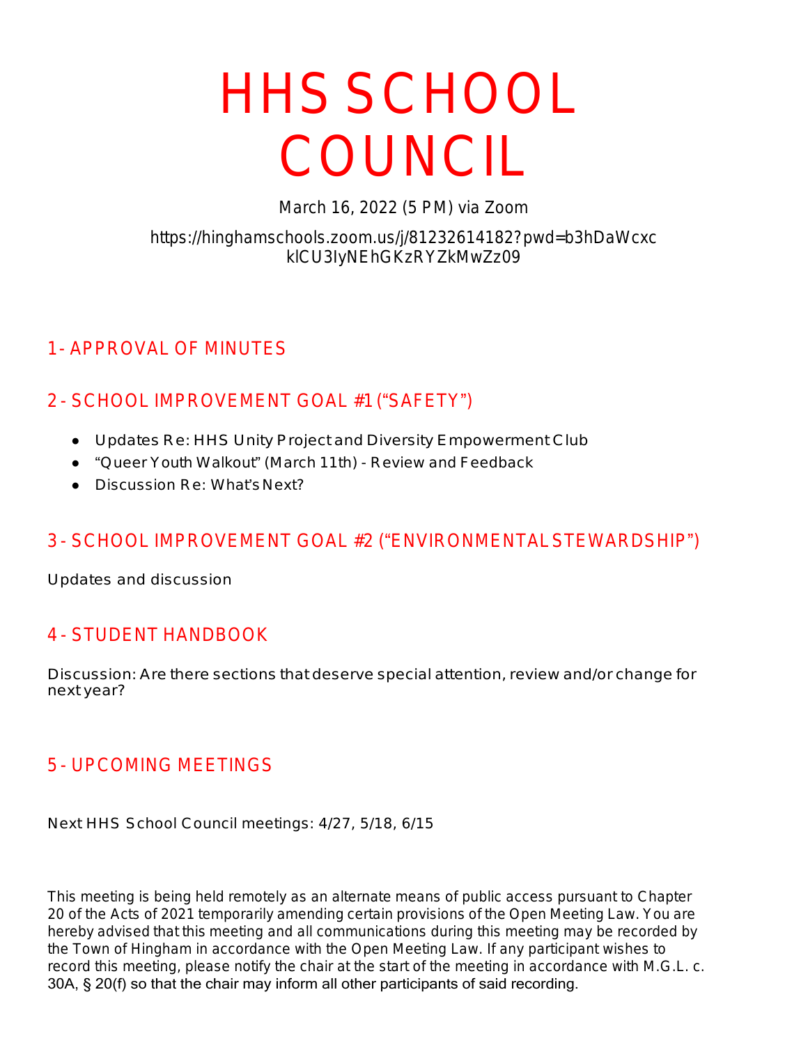# HHS SCHOOL COUNCIL

March 16, 2022 (5 PM) via Zoom

https://hinghamschools.zoom.us/j/81232614182?pwd=b3hDaWcxcklCU3IyNEhGKzRYZkMwZz09

## 1 - APPROVAL OF MINUTES

## 2 - SCHOOL IMPROVEMENT GOAL #1 ("SAFETY")

- Updates Re: HHS Unity Project and Diversity Empowerment Club
- "Queer Youth Walkout" (March 11th) - Review and Feedback
- Discussion Re: What's Next?

## 3 - SCHOOL IMPROVEMENT GOAL #2 ("ENVIRONMENTAL STEWARDSHIP")

Updates and discussion

## 4 - STUDENT HANDBOOK

Discussion: Are there sections that deserve special attention, review and/or change for next year?

## 5 - UPCOMING MEETINGS

Next HHS School Council meetings: 4/27, 5/18, 6/15

This meeting is being held remotely as an alternate means of public access pursuant to Chapter 20 of the Acts of 2021 temporarily amending certain provisions of the Open Meeting Law. You are hereby advised that this meeting and all communications during this meeting may be recorded by the Town of Hingham in accordance with the Open Meeting Law. If any participant wishes to record this meeting, please notify the chair at the start of the meeting in accordance with M.G.L. c. 30A, § 20(f) so that the chair may inform all other participants of said recording.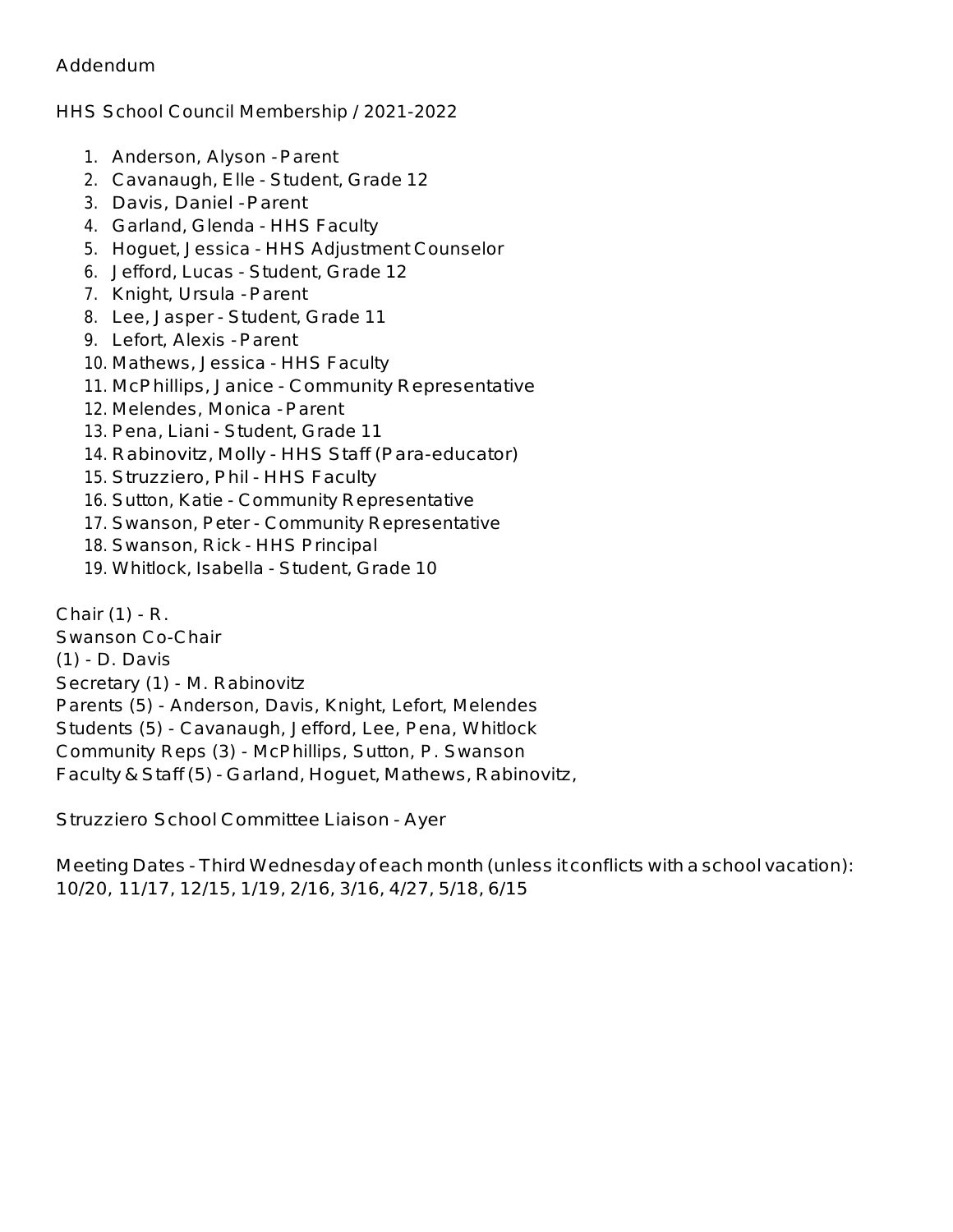Addendum

HHS School Council Membership / 2021-2022

1. Anderson, Alyson - Parent
2. Cavanaugh, Elle - Student, Grade 12
3. Davis, Daniel - Parent
4. Garland, Glenda - HHS Faculty
5. Hoguet, Jessica - HHS Adjustment Counselor
6. Jefford, Lucas - Student, Grade 12
7. Knight, Ursula - Parent
8. Lee, Jasper - Student, Grade 11
9. Lefort, Alexis - Parent
10. Mathews, Jessica - HHS Faculty
11. McPhillips, Janice - Community Representative
12. Melendes, Monica - Parent
13. Pena, Liani - Student, Grade 11
14. Rabinovitz, Molly - HHS Staff (Para-educator)
15. Struzziero, Phil - HHS Faculty
16. Sutton, Katie - Community Representative
17. Swanson, Peter - Community Representative
18. Swanson, Rick - HHS Principal
19. Whitlock, Isabella - Student, Grade 10

Chair (1) - R.
Swanson Co-Chair
(1) - D. Davis
Secretary (1) - M. Rabinovitz
Parents (5) - Anderson, Davis, Knight, Lefort, Melendes
Students (5) - Cavanaugh, Jefford, Lee, Pena, Whitlock
Community Reps (3) - McPhillips, Sutton, P. Swanson
Faculty & Staff (5) - Garland, Hoguet, Mathews, Rabinovitz,

Struzziero School Committee Liaison - Ayer

Meeting Dates - Third Wednesday of each month (unless it conflicts with a school vacation):
10/20, 11/17, 12/15, 1/19, 2/16, 3/16, 4/27, 5/18, 6/15